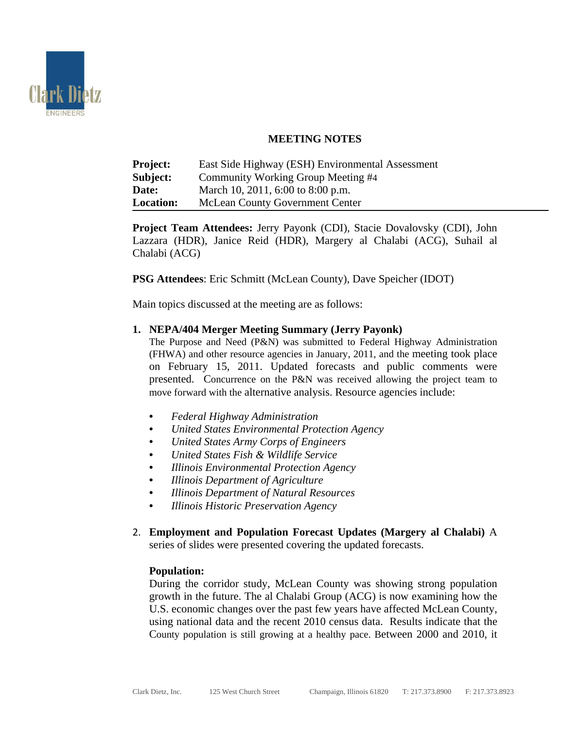## MEETING NOTES

**Project:** East Side Highway (ESH) Environmental Assessment
**Subject:** Community Working Group Meeting #4
**Date:** March 10, 2011, 6:00 to 8:00 p.m.
**Location:** McLean County Government Center

**Project Team Attendees:** Jerry Payonk (CDI), Stacie Dovalovsky (CDI), John Lazzara (HDR), Janice Reid (HDR), Margery al Chalabi (ACG), Suhail al Chalabi (ACG)

**PSG Attendees**: Eric Schmitt (McLean County), Dave Speicher (IDOT)

Main topics discussed at the meeting are as follows:

1. **NEPA/404 Merger Meeting Summary (Jerry Payonk)**
   The Purpose and Need (P&N) was submitted to Federal Highway Administration (FHWA) and other resource agencies in January, 2011, and the meeting took place on February 15, 2011. Updated forecasts and public comments were presented. Concurrence on the P&N was received allowing the project team to move forward with the alternative analysis. Resource agencies include:

   - *Federal Highway Administration*
   - *United States Environmental Protection Agency*
   - *United States Army Corps of Engineers*
   - *United States Fish & Wildlife Service*
   - *Illinois Environmental Protection Agency*
   - *Illinois Department of Agriculture*
   - *Illinois Department of Natural Resources*
   - *Illinois Historic Preservation Agency*

2. **Employment and Population Forecast Updates (Margery al Chalabi)** A series of slides were presented covering the updated forecasts.

   **Population:**
   During the corridor study, McLean County was showing strong population growth in the future. The al Chalabi Group (ACG) is now examining how the U.S. economic changes over the past few years have affected McLean County, using national data and the recent 2010 census data. Results indicate that the County population is still growing at a healthy pace. Between 2000 and 2010, it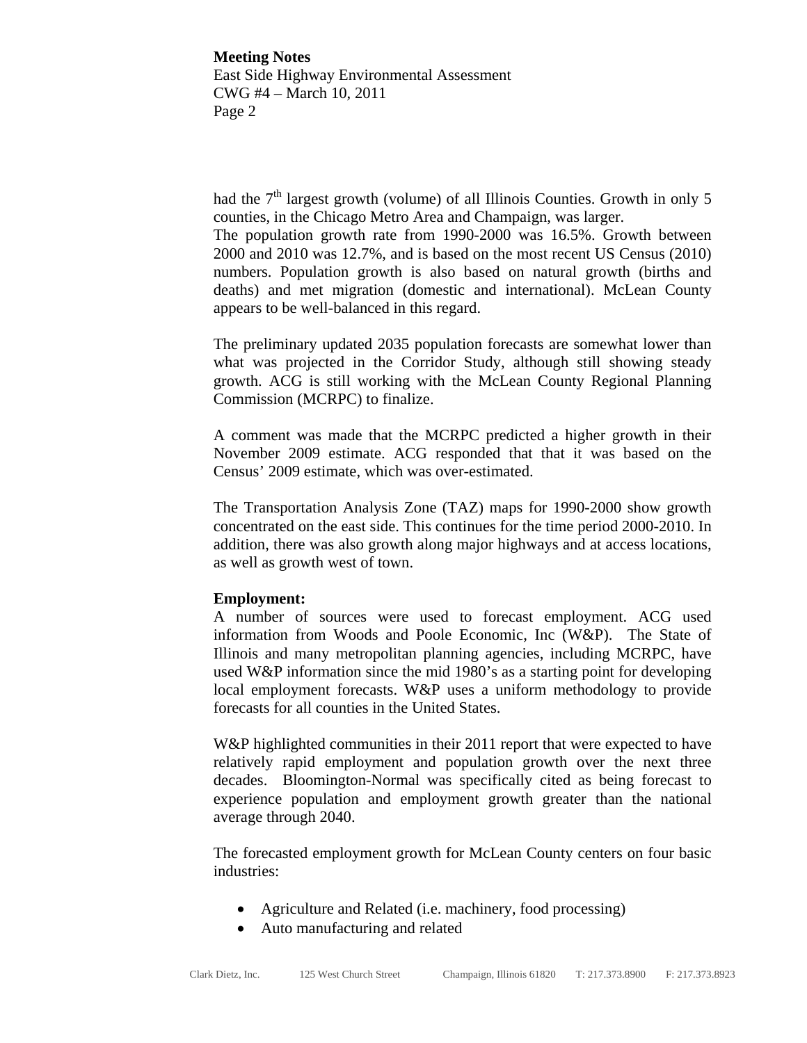had the 7th largest growth (volume) of all Illinois Counties. Growth in only 5 counties, in the Chicago Metro Area and Champaign, was larger.
The population growth rate from 1990-2000 was 16.5%. Growth between 2000 and 2010 was 12.7%, and is based on the most recent US Census (2010) numbers. Population growth is also based on natural growth (births and deaths) and met migration (domestic and international). McLean County appears to be well-balanced in this regard.

The preliminary updated 2035 population forecasts are somewhat lower than what was projected in the Corridor Study, although still showing steady growth. ACG is still working with the McLean County Regional Planning Commission (MCRPC) to finalize.

A comment was made that the MCRPC predicted a higher growth in their November 2009 estimate. ACG responded that that it was based on the Census' 2009 estimate, which was over-estimated.

The Transportation Analysis Zone (TAZ) maps for 1990-2000 show growth concentrated on the east side. This continues for the time period 2000-2010. In addition, there was also growth along major highways and at access locations, as well as growth west of town.

**Employment:**
A number of sources were used to forecast employment. ACG used information from Woods and Poole Economic, Inc (W&P). The State of Illinois and many metropolitan planning agencies, including MCRPC, have used W&P information since the mid 1980's as a starting point for developing local employment forecasts. W&P uses a uniform methodology to provide forecasts for all counties in the United States.

W&P highlighted communities in their 2011 report that were expected to have relatively rapid employment and population growth over the next three decades. Bloomington-Normal was specifically cited as being forecast to experience population and employment growth greater than the national average through 2040.

The forecasted employment growth for McLean County centers on four basic industries:

- Agriculture and Related (i.e. machinery, food processing)
- Auto manufacturing and related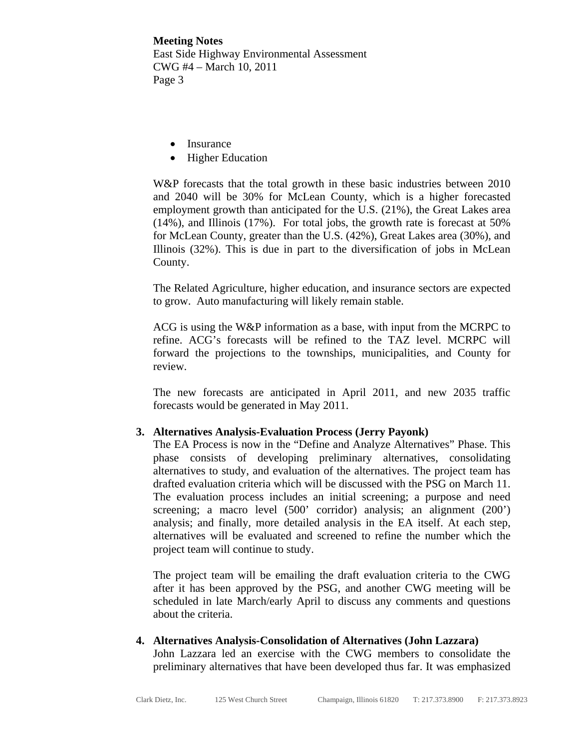- Insurance
- Higher Education

W&P forecasts that the total growth in these basic industries between 2010 and 2040 will be 30% for McLean County, which is a higher forecasted employment growth than anticipated for the U.S. (21%), the Great Lakes area (14%), and Illinois (17%). For total jobs, the growth rate is forecast at 50% for McLean County, greater than the U.S. (42%), Great Lakes area (30%), and Illinois (32%). This is due in part to the diversification of jobs in McLean County.

The Related Agriculture, higher education, and insurance sectors are expected to grow. Auto manufacturing will likely remain stable.

ACG is using the W&P information as a base, with input from the MCRPC to refine. ACG's forecasts will be refined to the TAZ level. MCRPC will forward the projections to the townships, municipalities, and County for review.

The new forecasts are anticipated in April 2011, and new 2035 traffic forecasts would be generated in May 2011.

3. **Alternatives Analysis-Evaluation Process (Jerry Payonk)**

   The EA Process is now in the "Define and Analyze Alternatives" Phase. This phase consists of developing preliminary alternatives, consolidating alternatives to study, and evaluation of the alternatives. The project team has drafted evaluation criteria which will be discussed with the PSG on March 11. The evaluation process includes an initial screening; a purpose and need screening; a macro level (500' corridor) analysis; an alignment (200') analysis; and finally, more detailed analysis in the EA itself. At each step, alternatives will be evaluated and screened to refine the number which the project team will continue to study.

   The project team will be emailing the draft evaluation criteria to the CWG after it has been approved by the PSG, and another CWG meeting will be scheduled in late March/early April to discuss any comments and questions about the criteria.

4. **Alternatives Analysis-Consolidation of Alternatives (John Lazzara)**

   John Lazzara led an exercise with the CWG members to consolidate the preliminary alternatives that have been developed thus far. It was emphasized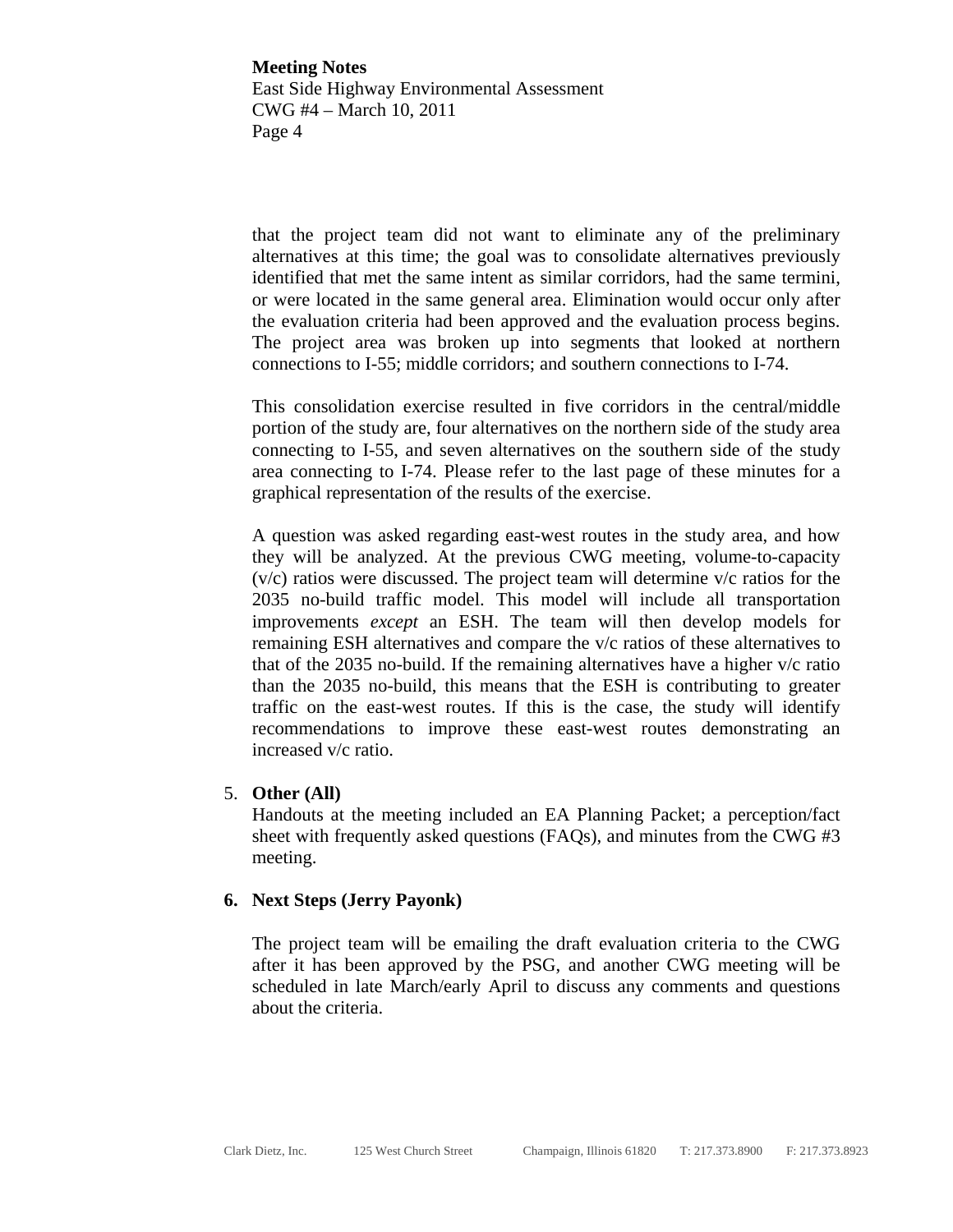that the project team did not want to eliminate any of the preliminary alternatives at this time; the goal was to consolidate alternatives previously identified that met the same intent as similar corridors, had the same termini, or were located in the same general area. Elimination would occur only after the evaluation criteria had been approved and the evaluation process begins. The project area was broken up into segments that looked at northern connections to I-55; middle corridors; and southern connections to I-74.

This consolidation exercise resulted in five corridors in the central/middle portion of the study are, four alternatives on the northern side of the study area connecting to I-55, and seven alternatives on the southern side of the study area connecting to I-74. Please refer to the last page of these minutes for a graphical representation of the results of the exercise.

A question was asked regarding east-west routes in the study area, and how they will be analyzed. At the previous CWG meeting, volume-to-capacity (v/c) ratios were discussed. The project team will determine v/c ratios for the 2035 no-build traffic model. This model will include all transportation improvements *except* an ESH. The team will then develop models for remaining ESH alternatives and compare the v/c ratios of these alternatives to that of the 2035 no-build. If the remaining alternatives have a higher v/c ratio than the 2035 no-build, this means that the ESH is contributing to greater traffic on the east-west routes. If this is the case, the study will identify recommendations to improve these east-west routes demonstrating an increased v/c ratio.

5. **Other (All)**
   Handouts at the meeting included an EA Planning Packet; a perception/fact sheet with frequently asked questions (FAQs), and minutes from the CWG #3 meeting.

6. **Next Steps (Jerry Payonk)**

   The project team will be emailing the draft evaluation criteria to the CWG after it has been approved by the PSG, and another CWG meeting will be scheduled in late March/early April to discuss any comments and questions about the criteria.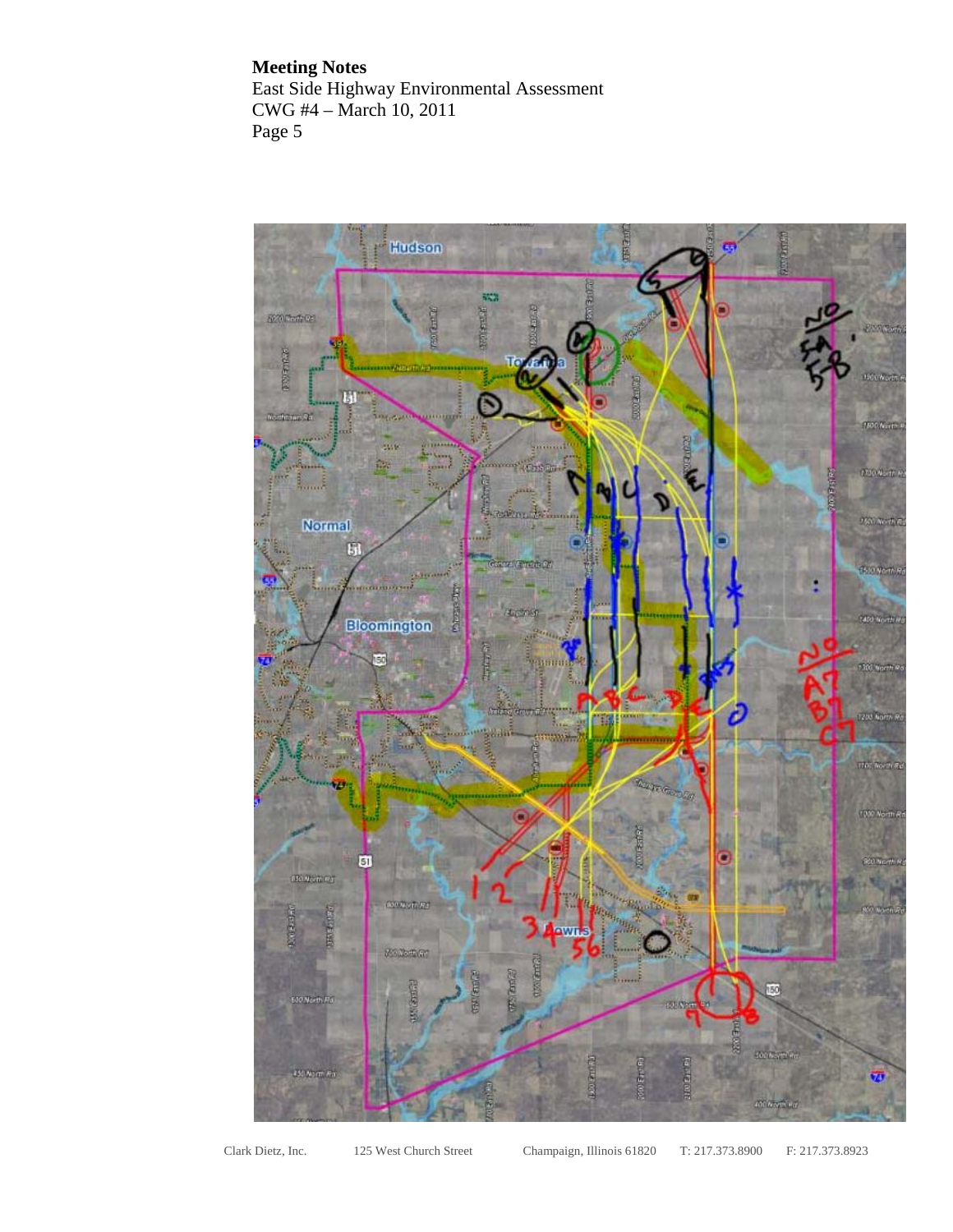Hudson

Towanda

Normal

Bloomington

Downs

NO
5A
5B

NO
A7
B7
C7